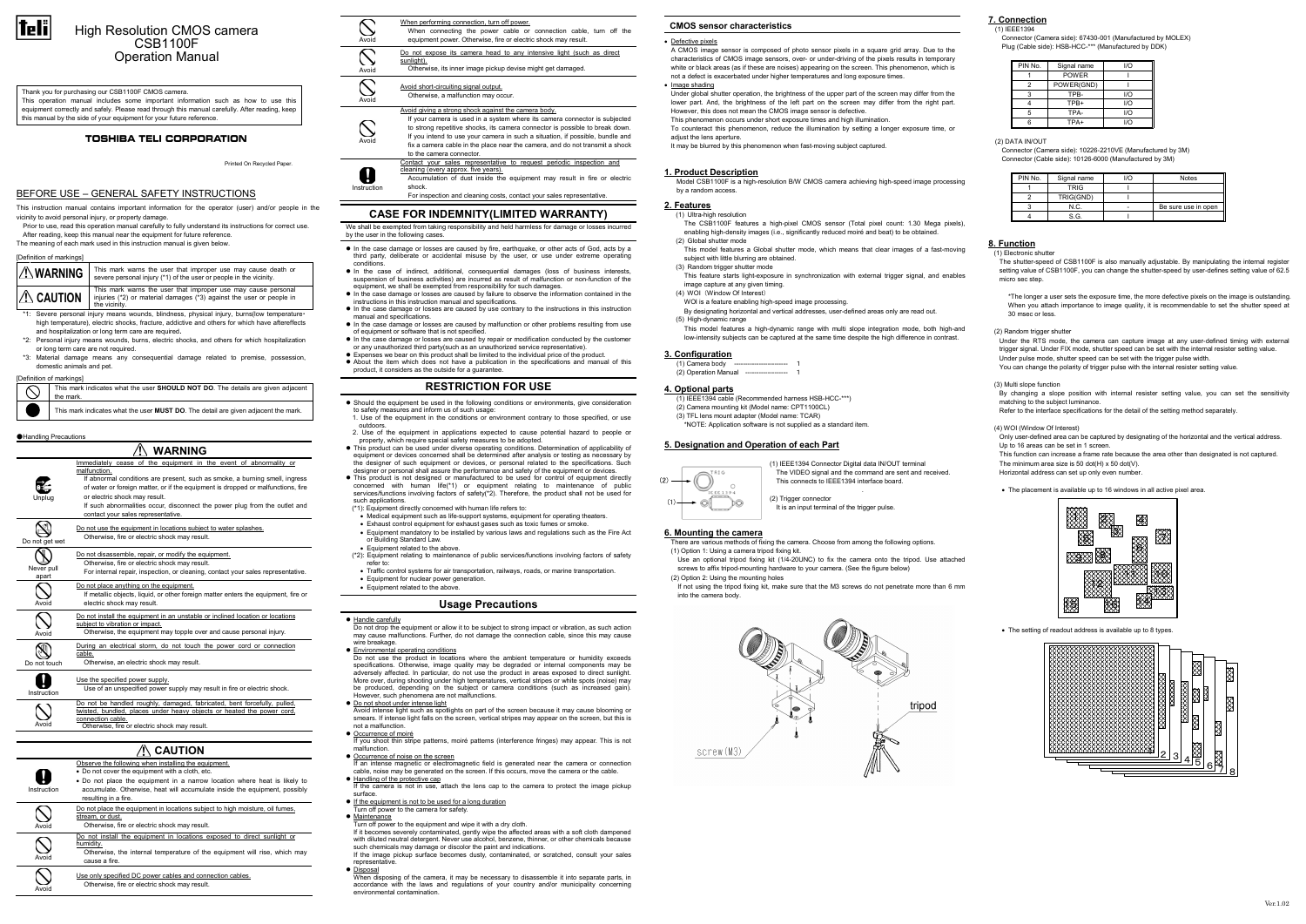# High Resolution CMOS camera CSB1100F Operation Manual

Thank you for purchasing our CSB1100F CMOS camera.
This operation manual includes some important information such as how to use this equipment correctly and safely. Please read through this manual carefully. After reading, keep this manual by the side of your equipment for your future reference.

**TOSHIBA TELI CORPORATION**

Printed On Recycled Paper.

## BEFORE USE – GENERAL SAFETY INSTRUCTIONS

This instruction manual contains important information for the operator (user) and/or people in the vicinity to avoid personal injury, or property damage.

Prior to use, read this operation manual carefully to fully understand its instructions for correct use. After reading, keep this manual near the equipment for future reference.

The meaning of each mark used in this instruction manual is given below.

[Definition of markings]

| | |
|---|---|
| ⚠ WARNING | This mark warns the user that improper use may cause death or severe personal injury (*1) of the user or people in the vicinity. |
| ⚠ CAUTION | This mark warns the user that improper use may cause personal injuries (*2) or material damages (*3) against the user or people in the vicinity. |

*1: Severe personal injury means wounds, blindness, physical injury, burns(low temperature・high temperature), electric shocks, fracture, addictive and others for which have aftereffects and hospitalization or long term care are required.

*2: Personal injury means wounds, burns, electric shocks, and others for which hospitalization or long term care are not required.

*3: Material damage means any consequential damage related to premise, possession, domestic animals and pet.

[Definition of markings]

| | |
|---|---|
| ⃠ | This mark indicates what the user **SHOULD NOT DO**. The details are given adjacent the mark. |
| ● | This mark indicates what the user **MUST DO**. The detail are given adjacent the mark. |

●Handling Precautions

### ⚠ WARNING

**Unplug** — Immediately cease of the equipment in the event of abnormality or malfunction.
If abnormal conditions are present, such as smoke, a burning smell, ingress of water or foreign matter, or if the equipment is dropped or malfunctions, fire or electric shock may result.
If such abnormalities occur, disconnect the power plug from the outlet and contact your sales representative.

**Do not get wet** — Do not use the equipment in locations subject to water splashes.
Otherwise, fire or electric shock may result.

**Never pull apart** — Do not disassemble, repair, or modify the equipment.
Otherwise, fire or electric shock may result.
For internal repair, inspection, or cleaning, contact your sales representative.

**Avoid** — Do not place anything on the equipment.
If metallic objects, liquid, or other foreign matter enters the equipment, fire or electric shock may result.

**Avoid** — Do not install the equipment in an unstable or inclined location or locations subject to vibration or impact.
Otherwise, the equipment may topple over and cause personal injury.

**Do not touch** — During an electrical storm, do not touch the power cord or connection cable.
Otherwise, an electric shock may result.

**Instruction** — Use the specified power supply.
Use of an unspecified power supply may result in fire or electric shock.

**Avoid** — Do not be handled roughly, damaged, fabricated, bent forcefully, pulled, twisted, bundled, places under heavy objects or heated the power cord, connection cable.
Otherwise, fire or electric shock may result.

### ⚠ CAUTION

**Instruction** — Observe the following when installing the equipment.
- Do not cover the equipment with a cloth, etc.
- Do not place the equipment in a narrow location where heat is likely to accumulate. Otherwise, heat will accumulate inside the equipment, possibly resulting in a fire.

**Avoid** — Do not place the equipment in locations subject to high moisture, oil fumes, stream, or dust.
Otherwise, fire or electric shock may result.

**Avoid** — Do not install the equipment in locations exposed to direct sunlight or humidity.
Otherwise, the internal temperature of the equipment will rise, which may cause a fire.

**Avoid** — Use only specified DC power cables and connection cables.
Otherwise, fire or electric shock may result.

**Avoid** — When performing connection, turn off power.
When connecting the power cable or connection cable, turn off the equipment power. Otherwise, fire or electric shock may result.

**Avoid** — Do not expose its camera head to any intensive light (such as direct sunlight).
Otherwise, its inner image pickup devise might get damaged.

**Avoid** — Avoid short-circuiting signal output.
Otherwise, a malfunction may occur.

**Avoid** — Avoid giving a strong shock against the camera body.
If your camera is used in a system where its camera connector is subjected to strong repetitive shocks, its camera connector is possible to break down. If you intend to use your camera in such a situation, if possible, bundle and fix a camera cable in the place near the camera, and do not transmit a shock to the camera connector.

**Instruction** — Contact your sales representative to request periodic inspection and cleaning (every approx. five years).
Accumulation of dust inside the equipment may result in fire or electric shock.
For inspection and cleaning costs, contact your sales representative.

## CASE FOR INDEMNITY(LIMITED WARRANTY)

We shall be exempted from taking responsibility and held harmless for damage or losses incurred by the user in the following cases.

- In the case damage or losses are caused by fire, earthquake, or other acts of God, acts by a third party, deliberate or accidental misuse by the user, or use under extreme operating conditions.
- In the case of indirect, additional, consequential damages (loss of business interests, suspension of business activities) are incurred as result of malfunction or non-function of the equipment, we shall be exempted from responsibility for such damages.
- In the case damage or losses are caused by failure to observe the information contained in the instructions in this instruction manual and specifications.
- In the case damage or losses are caused by use contrary to the instructions in this instruction manual and specifications.
- In the case damage or losses are caused by malfunction or other problems resulting from use of equipment or software that is not specified.
- In the case damage or losses are caused by repair or modification conducted by the customer or any unauthorized third party(such as an unauthorized service representative).
- Expenses we bear on this product shall be limited to the individual price of the product.
- About the item which does not have a publication in the specifications and manual of this product, it considers as the outside for a guarantee.

## RESTRICTION FOR USE

- Should the equipment be used in the following conditions or environments, give consideration to safety measures and inform us of such usage:
  1. Use of the equipment in the conditions or environment contrary to those specified, or use outdoors.
  2. Use of the equipment in applications expected to cause potential hazard to people or property, which require special safety measures to be adopted.
- This product can be used under diverse operating conditions. Determination of applicability of equipment or devices concerned shall be determined after analysis or testing as necessary by the designer of such equipment or devices, or personal related to the specifications. Such designer or personal shall assure the performance and safety of the equipment or devices.
- This product is not designed or manufactured to be used for control of equipment directly concerned with human life(*1) or equipment relating to maintenance of public services/functions involving factors of safety(*2). Therefore, the product shall not be used for such applications.

(*1): Equipment directly concerned with human life refers to:
- Medical equipment such as life-support systems, equipment for operating theaters.
- Exhaust control equipment for exhaust gases such as toxic fumes or smoke.
- Equipment mandatory to be installed by various laws and regulations such as the Fire Act or Building Standard Law.
- Equipment related to the above.

(*2): Equipment relating to maintenance of public services/functions involving factors of safety refer to:
- Traffic control systems for air transportation, railways, roads, or marine transportation.
- Equipment for nuclear power generation.
- Equipment related to the above.

## Usage Precautions

- Handle carefully
Do not drop the equipment or allow it to be subject to strong impact or vibration, as such action may cause malfunctions. Further, do not damage the connection cable, since this may cause wire breakage.
- Environmental operating conditions
Do not use the product in locations where the ambient temperature or humidity exceeds specifications. Otherwise, image quality may be degraded or internal components may be adversely affected. In particular, do not use the product in areas exposed to direct sunlight. More over, during shooting under high temperatures, vertical stripes or white spots (noise) may be produced, depending on the subject or camera conditions (such as increased gain). However, such phenomena are not malfunctions.
- Do not shoot under intense light
Avoid intense light such as spotlights on part of the screen because it may cause blooming or smears. If intense light falls on the screen, vertical stripes may appear on the screen, but this is not a malfunction.
- Occurrence of moiré
If you shoot thin stripe patterns, moiré patterns (interference fringes) may appear. This is not malfunction.
- Occurrence of noise on the screen
If an intense magnetic or electromagnetic field is generated near the camera or connection cable, noise may be generated on the screen. If this occurs, move the camera or the cable.
- Handling of the protective cap
If the camera is not in use, attach the lens cap to the camera to protect the image pickup surface.
- If the equipment is not to be used for a long duration
Turn off power to the camera for safety.
- Maintenance
Turn off power to the equipment and wipe it with a dry cloth.
If it becomes severely contaminated, gently wipe the affected areas with a soft cloth dampened with diluted neutral detergent. Never use alcohol, benzene, thinner, or other chemicals because such chemicals may damage or discolor the paint and indications.
If the image pickup surface becomes dusty, contaminated, or scratched, consult your sales representative.
- Disposal
When disposing of the camera, it may be necessary to disassemble it into separate parts, in accordance with the laws and regulations of your country and/or municipality concerning environmental contamination.

### CMOS sensor characteristics

- Defective pixels
A CMOS image sensor is composed of photo sensor pixels in a square grid array. Due to the characteristics of CMOS image sensors, over- or under-driving of the pixels results in temporary white or black areas (as if these are noises) appearing on the screen. This phenomenon, which is not a defect is exacerbated under higher temperatures and long exposure times.
- Image shading
Under global shutter operation, the brightness of the upper part of the screen may differ from the lower part. And, the brightness of the left part on the screen may differ from the right part. However, this does not mean the CMOS image sensor is defective.
This phenomenon occurs under short exposure times and high illumination.
To counteract this phenomenon, reduce the illumination by setting a longer exposure time, or adjust the lens aperture.
It may be blurred by this phenomenon when fast-moving subject captured.

## 1. Product Description

Model CSB1100F is a high-resolution B/W CMOS camera achieving high-speed image processing by a random access.

## 2. Features

(1) Ultra-high resolution
The CSB1100F features a high-pixel CMOS sensor (Total pixel count: 1.30 Mega pixels), enabling high-density images (i.e., significantly reduced moiré and beat) to be obtained.

(2) Global shutter mode
This model features a Global shutter mode, which means that clear images of a fast-moving subject with little blurring are obtained.

(3) Random trigger shutter mode
This feature starts light-exposure in synchronization with external trigger signal, and enables image capture at any given timing.

(4) WOI（Window Of Interest）
WOI is a feature enabling high-speed image processing.
By designating horizontal and vertical addresses, user-defined areas only are read out.

(5) High-dynamic range
This model features a high-dynamic range with multi slope integration mode, both high-and low-intensity subjects can be captured at the same time despite the high difference in contrast.

## 3. Configuration

(1) Camera body ------------------------- 1
(2) Operation Manual -------------------- 1

## 4. Optional parts

(1) IEEE1394 cable (Recommended harness HSB-HCC-***)
(2) Camera mounting kit (Model name: CPT1100CL)
(3) TFL lens mount adapter (Model name: TCAR)
*NOTE: Application software is not supplied as a standard item.

## 5. Designation and Operation of each Part

(1) IEEE1394 Connector Digital data IN/OUT terminal
The VIDEO signal and the command are sent and received. This connects to IEEE1394 interface board.

(2) Trigger connector
It is an input terminal of the trigger pulse.

## 6. Mounting the camera

There are various methods of fixing the camera. Choose from among the following options.

(1) Option 1: Using a camera tripod fixing kit.
Use an optional tripod fixing kit (1/4-20UNC) to fix the camera onto the tripod. Use attached screws to affix tripod-mounting hardware to your camera. (See the figure below)

(2) Option 2: Using the mounting holes
If not using the tripod fixing kit, make sure that the M3 screws do not penetrate more than 6 mm into the camera body.

## 7. Connection

(1) IEEE1394
Connector (Camera side): 67430-001 (Manufactured by MOLEX)
Plug (Cable side): HSB-HCC-*** (Manufactured by DDK)

| PIN No. | Signal name | I/O |
|---|---|---|
| 1 | POWER | I |
| 2 | POWER(GND) | I |
| 3 | TPB- | I/O |
| 4 | TPB+ | I/O |
| 5 | TPA- | I/O |
| 6 | TPA+ | I/O |

(2) DATA IN/OUT
Connector (Camera side): 10226-2210VE (Manufactured by 3M)
Connector (Cable side): 10126-6000 (Manufactured by 3M)

| PIN No. | Signal name | I/O | Notes |
|---|---|---|---|
| 1 | TRIG | I | |
| 2 | TRIG(GND) | I | |
| 3 | N.C. | - | Be sure use in open |
| 4 | S.G. | I | |

## 8. Function

(1) Electronic shutter
The shutter-speed of CSB1100F is also manually adjustable. By manipulating the internal register setting value of CSB1100F, you can change the shutter-speed by user-defines setting value of 62.5 micro sec step.

*The longer a user sets the exposure time, the more defective pixels on the image is outstanding. When you attach importance to image quality, it is recommendable to set the shutter speed at 30 msec or less.

(2) Random trigger shutter
Under the RTS mode, the camera can capture image at any user-defined timing with external trigger signal. Under FIX mode, shutter speed can be set with the internal resister setting value.
Under pulse mode, shutter speed can be set with the trigger pulse width.
You can change the polarity of trigger pulse with the internal resister setting value.

(3) Multi slope function
By changing a slope position with internal resister setting value, you can set the sensitivity matching to the subject luminance.
Refer to the interface specifications for the detail of the setting method separately.

(4) WOI (Window Of Interest)
Only user-defined area can be captured by designating of the horizontal and the vertical address. Up to 16 areas can be set in 1 screen.
This function can increase a frame rate because the area other than designated is not captured.
The minimum area size is 50 dot(H) x 50 dot(V).
Horizontal address can set up only even number.

- The placement is available up to 16 windows in all active pixel area.

- The setting of readout address is available up to 8 types.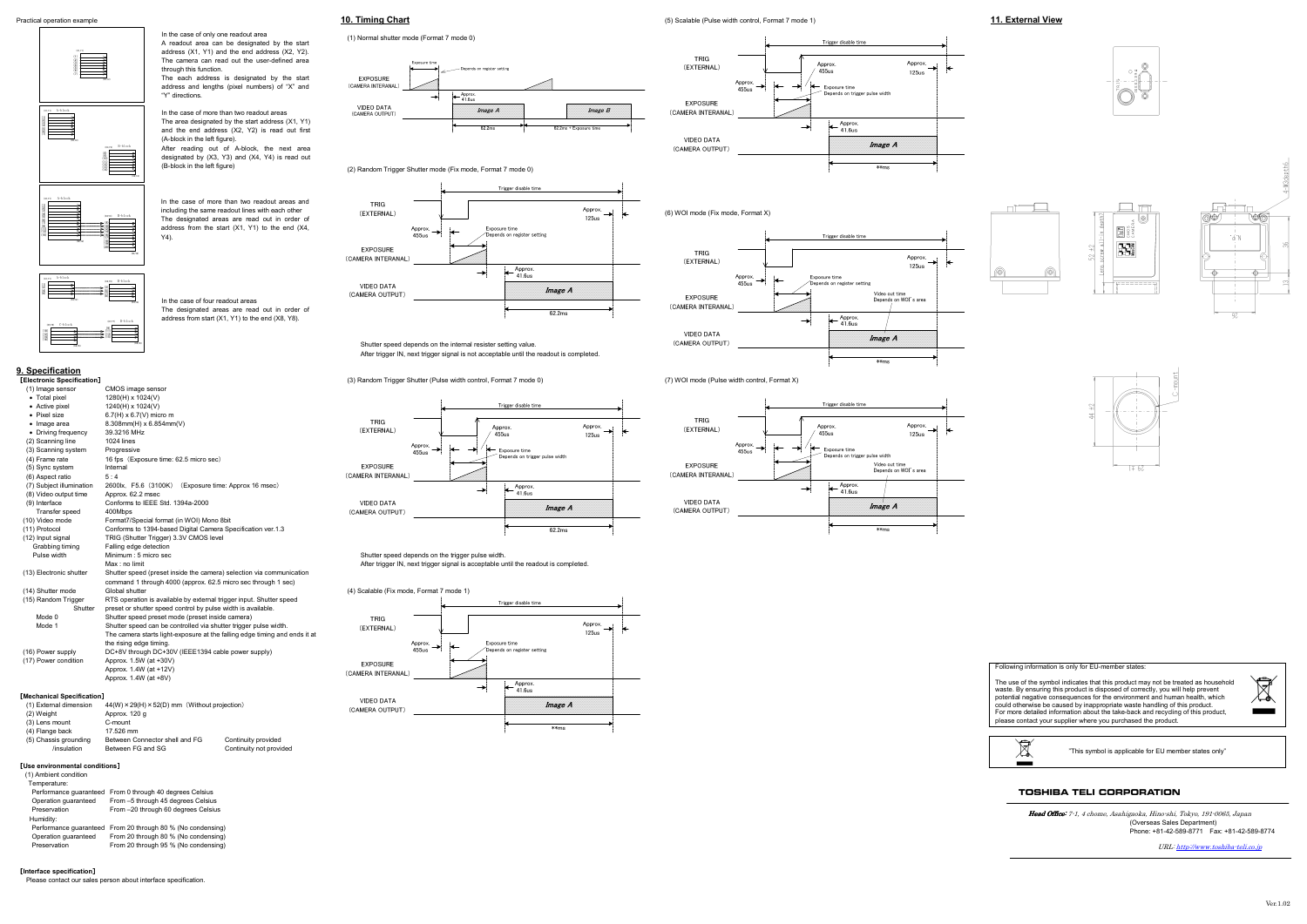Practical operation example

In the case of only one readout area

A readout area can be designated by the start address (X1, Y1) and the end address (X2, Y2). The camera can read out the user-defined area through this function.

The each address is designated by the start address and lengths (pixel numbers) of "X" and "Y" directions.

In the case of more than two readout areas

The area designated by the start address (X1, Y1) and the end address (X2, Y2) is read out first (A-block in the left figure).

After reading out of A-block, the next area designated by (X3, Y3) and (X4, Y4) is read out (B-block in the left figure)

In the case of more than two readout areas and including the same readout lines with each other

The designated areas are read out in order of address from the start (X1, Y1) to the end (X4, Y4).

In the case of four readout areas

The designated areas are read out in order of address from start (X1, Y1) to the end (X8, Y8).

## 9. Specification

**[Electronic Specification]**

| | |
|---|---|
| (1) Image sensor | CMOS image sensor |
| • Total pixel | 1280(H) x 1024(V) |
| • Active pixel | 1240(H) x 1024(V) |
| • Pixel size | 6.7(H) x 6.7(V) micro m |
| • Image area | 8.308mm(H) x 6.854mm(V) |
| • Driving frequency | 39.3216 MHz |
| (2) Scanning line | 1024 lines |
| (3) Scanning system | Progressive |
| (4) Frame rate | 16 fps（Exposure time: 62.5 micro sec） |
| (5) Sync system | Internal |
| (6) Aspect ratio | 5 : 4 |
| (7) Subject illumination | 2600lx, F5.6（3100K）（Exposure time: Approx 16 msec） |
| (8) Video output time | Approx. 62.2 msec |
| (9) Interface | Conforms to IEEE Std. 1394a-2000 |
| Transfer speed | 400Mbps |
| (10) Video mode | Format7/Special format (in WOI) Mono 8bit |
| (11) Protocol | Conforms to 1394-based Digital Camera Specification ver.1.3 |
| (12) Input signal | TRIG (Shutter Trigger) 3.3V CMOS level |
| Grabbing timing | Falling edge detection |
| Pulse width | Minimum : 5 micro sec<br>Max : no limit |
| (13) Electronic shutter | Shutter speed (preset inside the camera) selection via communication command 1 through 4000 (approx. 62.5 micro sec through 1 sec) |
| (14) Shutter mode | Global shutter |
| (15) Random Trigger Shutter | RTS operation is available by external trigger input. Shutter speed preset or shutter speed control by pulse width is available. |
| Mode 0 | Shutter speed preset mode (preset inside camera) |
| Mode 1 | Shutter speed can be controlled via shutter trigger pulse width. The camera starts light-exposure at the falling edge timing and ends it at the rising edge timing. |
| (16) Power supply | DC+8V through DC+30V (IEEE1394 cable power supply) |
| (17) Power condition | Approx. 1.5W (at +30V)<br>Approx. 1.4W (at +12V)<br>Approx. 1.4W (at +8V) |

**[Mechanical Specification]**

| | | |
|---|---|---|
| (1) External dimension | 44(W)×29(H)×52(D) mm（Without projection） | |
| (2) Weight | Approx. 120 g | |
| (3) Lens mount | C-mount | |
| (4) Flange back | 17.526 mm | |
| (5) Chassis grounding | Between Connector shell and FG | Continuity provided |
| /insulation | Between FG and SG | Continuity not provided |

**[Use environmental conditions]**

(1) Ambient condition

Temperature:

| | |
|---|---|
| Performance guaranteed | From 0 through 40 degrees Celsius |
| Operation guaranteed | From –5 through 45 degrees Celsius |
| Preservation | From –20 through 60 degrees Celsius |

Humidity:

| | |
|---|---|
| Performance guaranteed | From 20 through 80 % (No condensing) |
| Operation guaranteed | From 20 through 80 % (No condensing) |
| Preservation | From 20 through 95 % (No condensing) |

**[Interface specification]**

Please contact our sales person about interface specification.

## 10. Timing Chart

(1) Normal shutter mode (Format 7 mode 0)

EXPOSURE (CAMERA INTERANAL)
VIDEO DATA (CAMERA OUTPUT)
Exposure time
Depends on register setting
Approx. 41.6us
Image A
Image B
62.2ms
62.2ms + Exposure time

(2) Random Trigger Shutter mode (Fix mode, Format 7 mode 0)

TRIG (EXTERNAL)
EXPOSURE (CAMERA INTERANAL)
VIDEO DATA (CAMERA OUTPUT)
Trigger disable time
Approx. 455us
Approx. 125us
Exposure time
Depends on register setting
Approx. 41.6us
Image A
62.2ms

Shutter speed depends on the internal resister setting value.
After trigger IN, next trigger signal is not acceptable until the readout is completed.

(3) Random Trigger Shutter (Pulse width control, Format 7 mode 0)

TRIG (EXTERNAL)
EXPOSURE (CAMERA INTERANAL)
VIDEO DATA (CAMERA OUTPUT)
Trigger disable time
Approx. 455us
Approx. 455us
Approx. 125us
Exposure time
Depends on trigger pulse width
Approx. 41.6us
Image A
62.2ms

Shutter speed depends on the trigger pulse width.
After trigger IN, next trigger signal is acceptable until the readout is completed.

(4) Scalable (Fix mode, Format 7 mode 1)

TRIG (EXTERNAL)
EXPOSURE (CAMERA INTERANAL)
VIDEO DATA (CAMERA OUTPUT)
Trigger disable time
Approx. 455us
Approx. 125us
Exposure time
Depends on register setting
Approx. 41.6us
Image A
\*\*ms

(5) Scalable (Pulse width control, Format 7 mode 1)

TRIG (EXTERNAL)
EXPOSURE (CAMERA INTERANAL)
VIDEO DATA (CAMERA OUTPUT)
Trigger disable time
Approx. 455us
Approx. 455us
Approx. 125us
Exposure time
Depends on trigger pulse width
Approx. 41.6us
Image A
\*\*ms

(6) WOI mode (Fix mode, Format X)

TRIG (EXTERNAL)
EXPOSURE (CAMERA INTERANAL)
VIDEO DATA (CAMERA OUTPUT)
Trigger disable time
Approx. 455us
Approx. 125us
Exposure time
Depends on register setting
Video out time
Depends on WOI's area
Approx. 41.6us
Image A
\*\*ms

(7) WOI mode (Pulse width control, Format X)

TRIG (EXTERNAL)
EXPOSURE (CAMERA INTERANAL)
VIDEO DATA (CAMERA OUTPUT)
Trigger disable time
Approx. 455us
Approx. 455us
Approx. 125us
Exposure time
Depends on trigger pulse width
Video out time
Depends on WOI's area
Approx. 41.6us
Image A
\*\*ms

## 11. External View

Following information is only for EU-member states:

The use of the symbol indicates that this product may not be treated as household waste. By ensuring this product is disposed of correctly, you will help prevent potential negative consequences for the environment and human health, which could otherwise be caused by inappropriate waste handling of this product. For more detailed information about the take-back and recycling of this product, please contact your supplier where you purchased the product.

"This symbol is applicable for EU member states only"

**TOSHIBA TELI CORPORATION**

***Head Office:*** *7-1, 4 chome, Asahigaoka, Hino-shi, Tokyo, 191-0065, Japan*
(Overseas Sales Department)
Phone: +81-42-589-8771 Fax: +81-42-589-8774

*URL: http://www.toshiba-teli.co.jp*

Ver.1.02